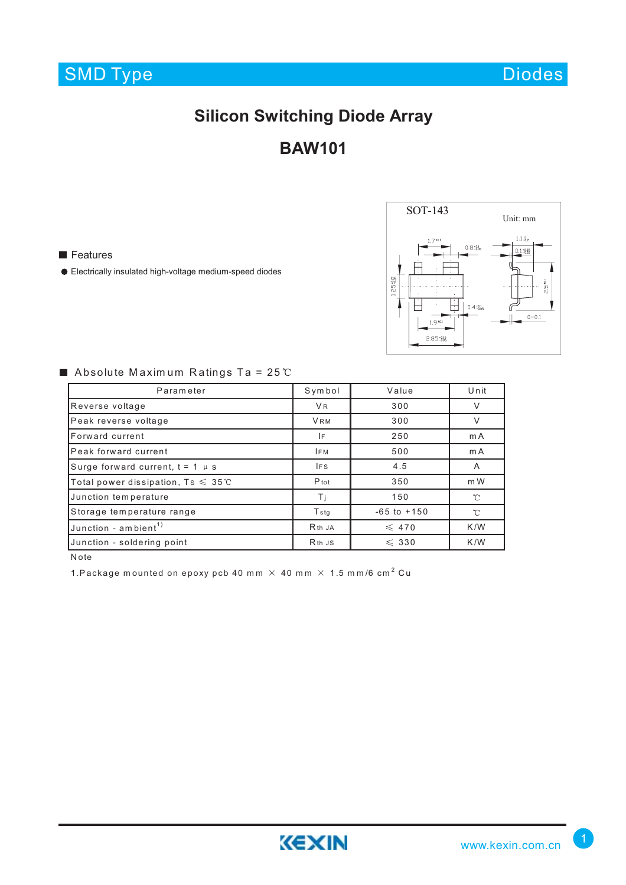SMD Type Diodes

# Silicon Switching Diode Array

# BAW101

SOT-143

Unit: mm

## ■ Features

- Electrically insulated high-voltage medium-speed diodes

## ■ Absolute Maximum Ratings Ta = 25℃

| Parameter | Symbol | Value | Unit |
|---|---|---|---|
| Reverse voltage | $V_R$ | 300 | V |
| Peak reverse voltage | $V_{RM}$ | 300 | V |
| Forward current | $I_F$ | 250 | mA |
| Peak forward current | $I_{FM}$ | 500 | mA |
| Surge forward current, t = 1 μs | $I_{FS}$ | 4.5 | A |
| Total power dissipation, Ts ≤ 35℃ | $P_{tot}$ | 350 | mW |
| Junction temperature | $T_j$ | 150 | ℃ |
| Storage temperature range | $T_{stg}$ | -65 to +150 | ℃ |
| Junction - ambient[1)] | $R_{th\ JA}$ | ≤ 470 | K/W |
| Junction - soldering point | $R_{th\ JS}$ | ≤ 330 | K/W |

Note

1.Package mounted on epoxy pcb 40 mm × 40 mm × 1.5 mm/6 $cm^2$ Cu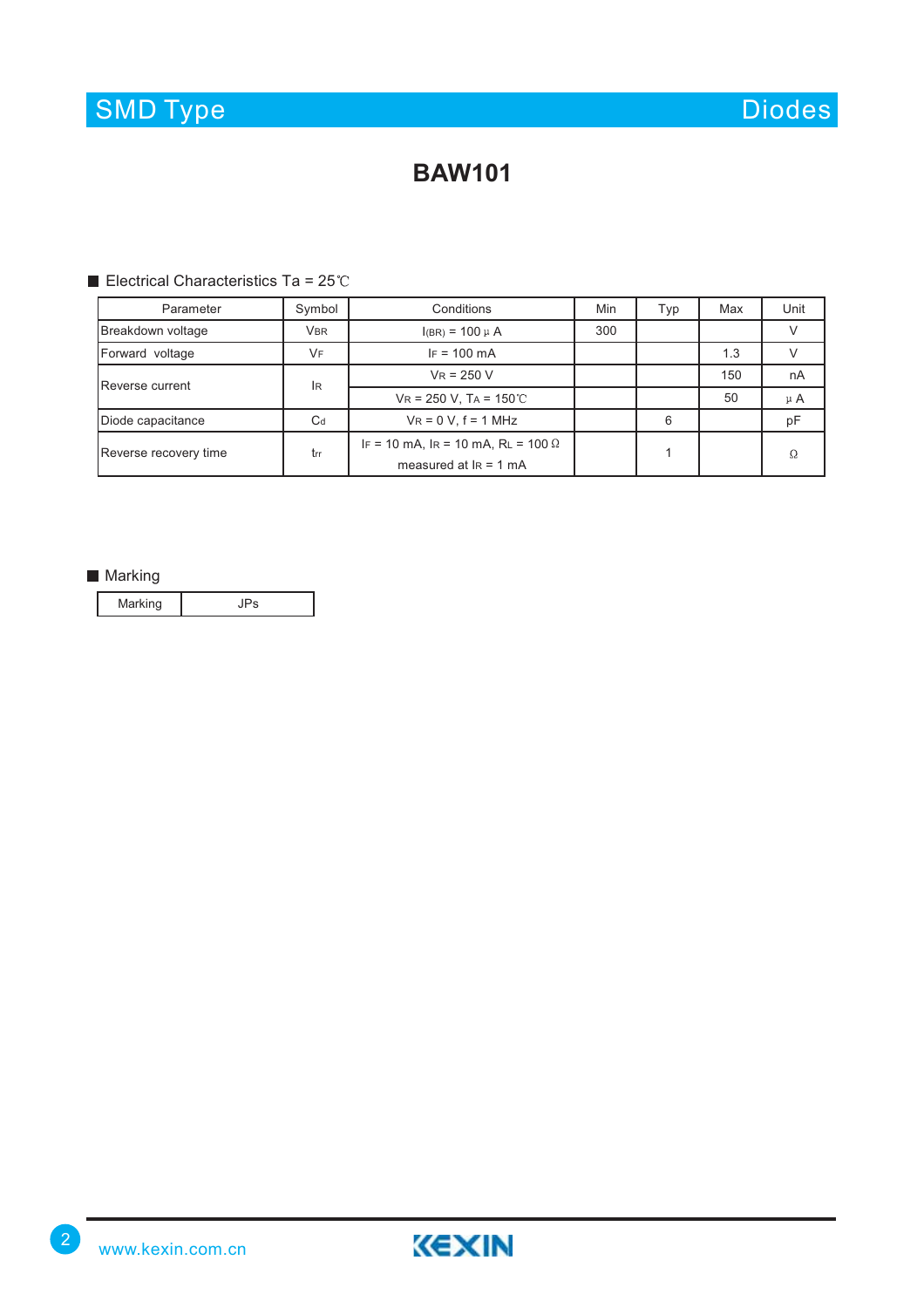# BAW101

■ Electrical Characteristics Ta = 25℃

| Parameter | Symbol | Conditions | Min | Typ | Max | Unit |
|---|---|---|---|---|---|---|
| Breakdown voltage | $V_{BR}$ | $I_{(BR)}$ = 100 μ A | 300 | | | V |
| Forward voltage | $V_F$ | $I_F$ = 100 mA | | | 1.3 | V |
| Reverse current | $I_R$ | $V_R$ = 250 V | | | 150 | nA |
| | | $V_R$ = 250 V, $T_A$ = 150℃ | | | 50 | μ A |
| Diode capacitance | $C_d$ | $V_R$ = 0 V, f = 1 MHz | | 6 | | pF |
| Reverse recovery time | $t_{rr}$ | $I_F$ = 10 mA, $I_R$ = 10 mA, $R_L$ = 100 Ω measured at $I_R$ = 1 mA | | 1 | | Ω |

■ Marking

| Marking | JPs |
|---|---|